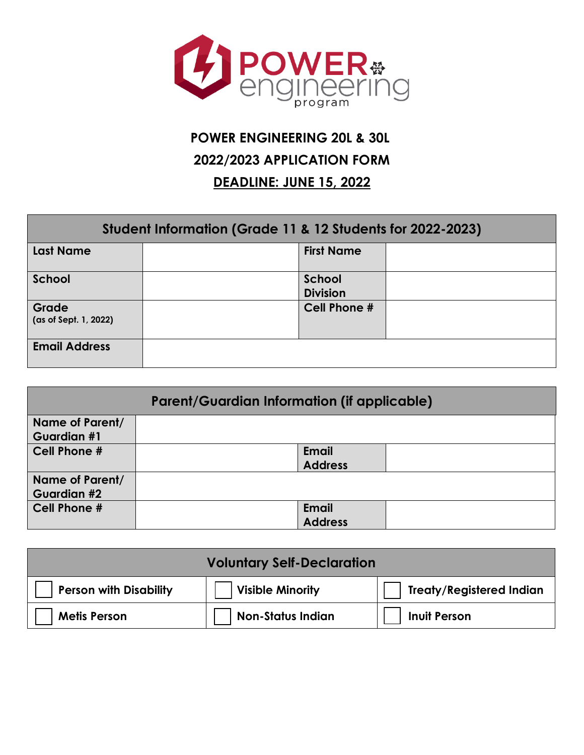# POWER ENGINEERING 20L & 30L

## 2022/2023 APPLICATION FORM

## DEADLINE: JUNE 15, 2022

| Student Information (Grade 11 & 12 Students for 2022-2023) | | | |
|---|---|---|---|
| **Last Name** | | **First Name** | |
| **School** | | **School Division** | |
| **Grade** (as of Sept. 1, 2022) | | **Cell Phone #** | |
| **Email Address** | | | |

| Parent/Guardian Information (if applicable) | | | |
|---|---|---|---|
| **Name of Parent/ Guardian #1** | | | |
| **Cell Phone #** | | **Email Address** | |
| **Name of Parent/ Guardian #2** | | | |
| **Cell Phone #** | | **Email Address** | |

| Voluntary Self-Declaration | | |
|---|---|---|
| ☐ **Person with Disability** | ☐ **Visible Minority** | ☐ **Treaty/Registered Indian** |
| ☐ **Metis Person** | ☐ **Non-Status Indian** | ☐ **Inuit Person** |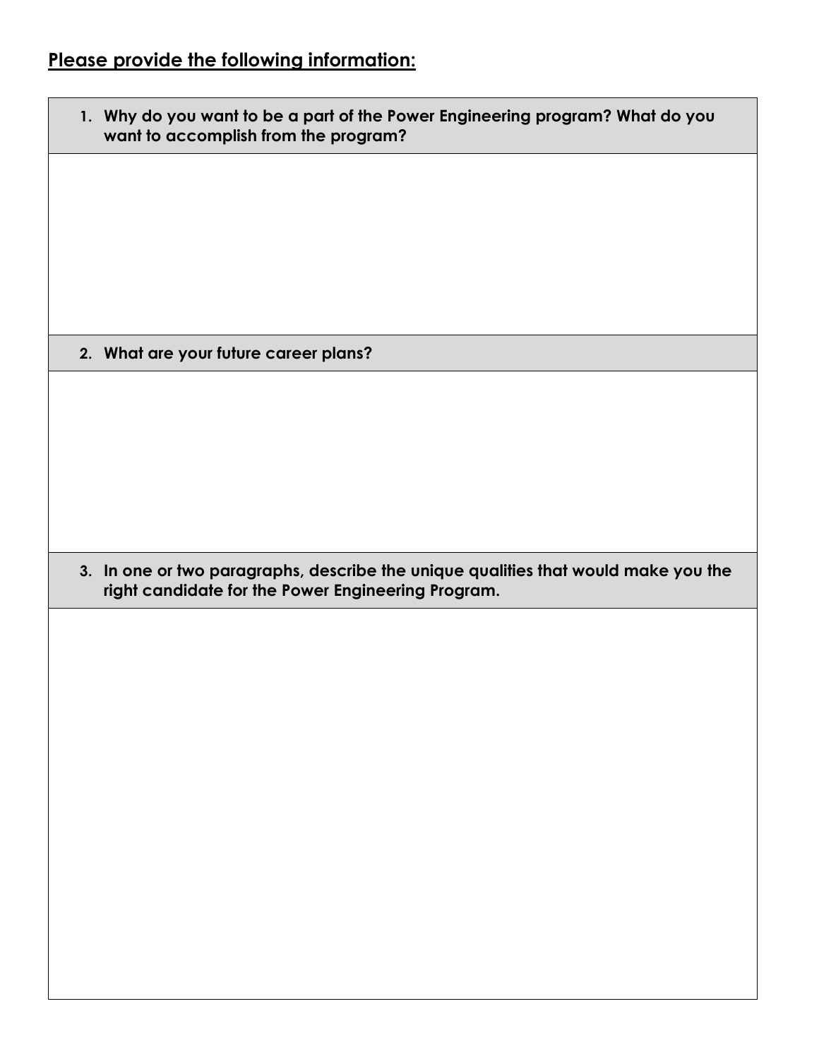## Please provide the following information:

| 1. Why do you want to be a part of the Power Engineering program? What do you want to accomplish from the program? |
| --- |
| |
| **2. What are your future career plans?** |
| |
| **3. In one or two paragraphs, describe the unique qualities that would make you the right candidate for the Power Engineering Program.** |
| |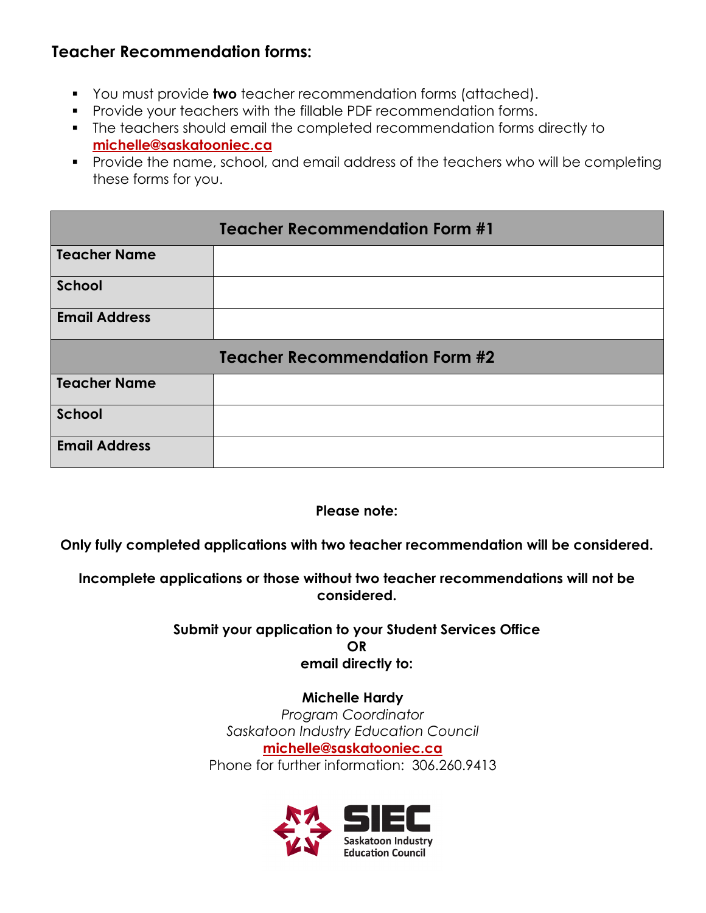## Teacher Recommendation forms:

- You must provide **two** teacher recommendation forms (attached).
- Provide your teachers with the fillable PDF recommendation forms.
- The teachers should email the completed recommendation forms directly to **michelle@saskatooniec.ca**
- Provide the name, school, and email address of the teachers who will be completing these forms for you.

| **Teacher Recommendation Form #1** | |
|---|---|
| **Teacher Name** | |
| **School** | |
| **Email Address** | |
| **Teacher Recommendation Form #2** | |
| **Teacher Name** | |
| **School** | |
| **Email Address** | |

**Please note:**

**Only fully completed applications with two teacher recommendation will be considered.**

**Incomplete applications or those without two teacher recommendations will not be considered.**

**Submit your application to your Student Services Office**
**OR**
**email directly to:**

**Michelle Hardy**
*Program Coordinator*
*Saskatoon Industry Education Council*
**michelle@saskatooniec.ca**
Phone for further information: 306.260.9413

SIEC
Saskatoon Industry Education Council